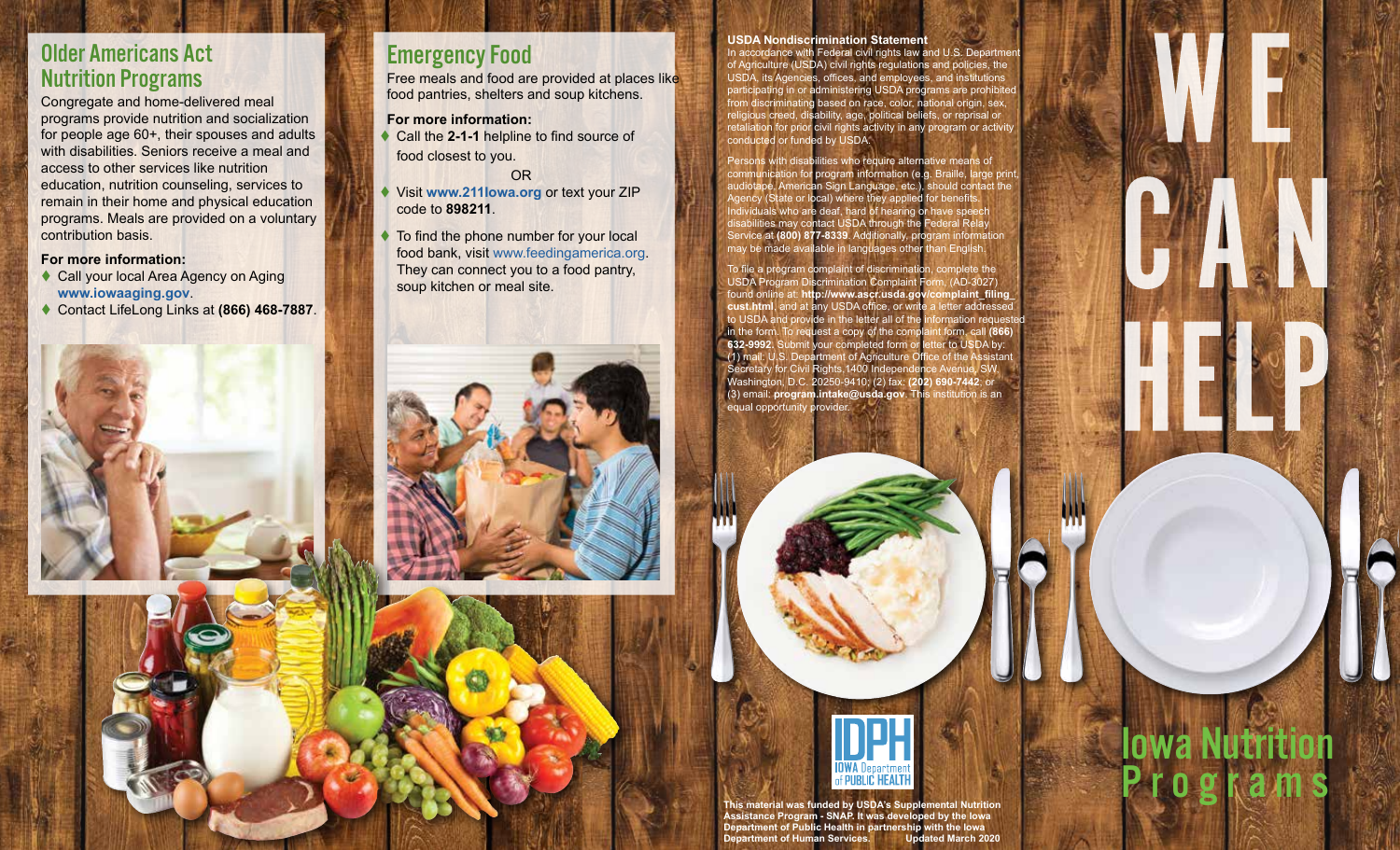## Older Americans Act Nutrition Programs

Congregate and home-delivered meal programs provide nutrition and socialization for people age 60+, their spouses and adults with disabilities. Seniors receive a meal and access to other services like nutrition education, nutrition counseling, services to remain in their home and physical education programs. Meals are provided on a voluntary contribution basis.

**For more information:**

- Call your local Area Agency on Aging **www.iowaaging.gov**.
- Contact LifeLong Links at **(866) 468-7887**.

## Emergency Food

Free meals and food are provided at places like food pantries, shelters and soup kitchens.

**For more information:**

- Call the **2-1-1** helpline to find source of food closest to you.

  OR

- Visit **www.211Iowa.org** or text your ZIP code to **898211**.
- To find the phone number for your local food bank, visit www.feedingamerica.org. They can connect you to a food pantry, soup kitchen or meal site.

**USDA Nondiscrimination Statement**

In accordance with Federal civil rights law and U.S. Department of Agriculture (USDA) civil rights regulations and policies, the USDA, its Agencies, offices, and employees, and institutions participating in or administering USDA programs are prohibited from discriminating based on race, color, national origin, sex, religious creed, disability, age, political beliefs, or reprisal or retaliation for prior civil rights activity in any program or activity conducted or funded by USDA.

Persons with disabilities who require alternative means of communication for program information (e.g. Braille, large print, audiotape, American Sign Language, etc.), should contact the Agency (State or local) where they applied for benefits. Individuals who are deaf, hard of hearing or have speech disabilities may contact USDA through the Federal Relay Service at **(800) 877-8339**. Additionally, program information may be made available in languages other than English.

To file a program complaint of discrimination, complete the USDA Program Discrimination Complaint Form, (AD-3027) found online at: **http://www.ascr.usda.gov/complaint_filing_cust.html**, and at any USDA office, or write a letter addressed to USDA and provide in the letter all of the information requested in the form. To request a copy of the complaint form, call **(866) 632-9992.** Submit your completed form or letter to USDA by: (1) mail: U.S. Department of Agriculture Office of the Assistant Secretary for Civil Rights,1400 Independence Avenue, SW, Washington, D.C. 20250-9410; (2) fax: **(202) 690-7442**; or (3) email: **program.intake@usda.gov**. This institution is an equal opportunity provider.

IDPH IOWA Department of PUBLIC HEALTH

**This material was funded by USDA's Supplemental Nutrition Assistance Program - SNAP. It was developed by the Iowa Department of Public Health in partnership with the Iowa Department of Human Services. Updated March 2020**

# WE CAN HELP

## Iowa Nutrition Programs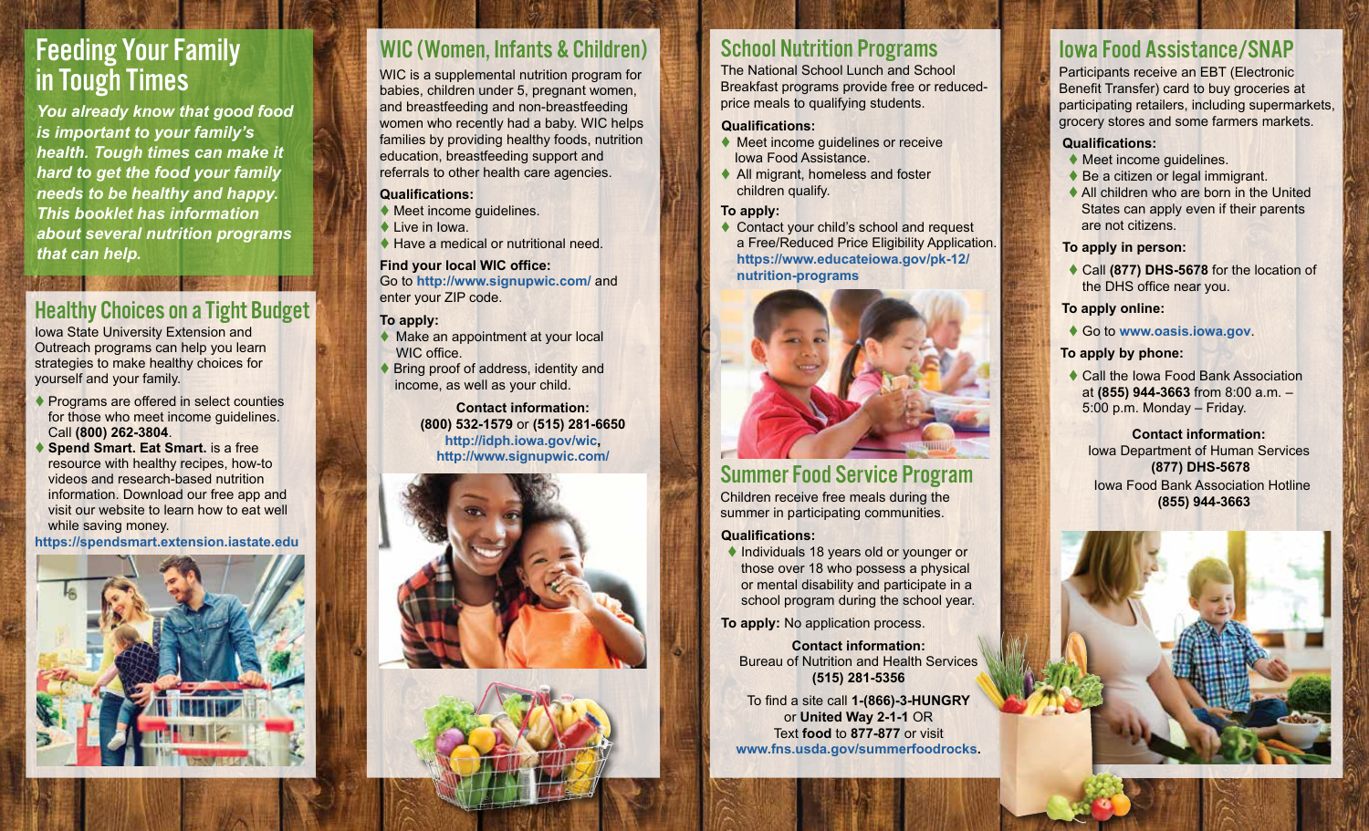# Feeding Your Family in Tough Times

***You already know that good food is important to your family's health. Tough times can make it hard to get the food your family needs to be healthy and happy. This booklet has information about several nutrition programs that can help.***

## Healthy Choices on a Tight Budget

Iowa State University Extension and Outreach programs can help you learn strategies to make healthy choices for yourself and your family.

- Programs are offered in select counties for those who meet income guidelines. Call **(800) 262-3804**.
- **Spend Smart. Eat Smart.** is a free resource with healthy recipes, how-to videos and research-based nutrition information. Download our free app and visit our website to learn how to eat well while saving money.

**https://spendsmart.extension.iastate.edu**

## WIC (Women, Infants & Children)

WIC is a supplemental nutrition program for babies, children under 5, pregnant women, and breastfeeding and non-breastfeeding women who recently had a baby. WIC helps families by providing healthy foods, nutrition education, breastfeeding support and referrals to other health care agencies.

**Qualifications:**

- Meet income guidelines.
- Live in Iowa.
- Have a medical or nutritional need.

**Find your local WIC office:**
Go to **http://www.signupwic.com/** and enter your ZIP code.

**To apply:**

- Make an appointment at your local WIC office.
- Bring proof of address, identity and income, as well as your child.

**Contact information:**
**(800) 532-1579** or **(515) 281-6650**
**http://idph.iowa.gov/wic,**
**http://www.signupwic.com/**

## School Nutrition Programs

The National School Lunch and School Breakfast programs provide free or reduced-price meals to qualifying students.

**Qualifications:**

- Meet income guidelines or receive Iowa Food Assistance.
- All migrant, homeless and foster children qualify.

**To apply:**

- Contact your child's school and request a Free/Reduced Price Eligibility Application. **https://www.educateiowa.gov/pk-12/nutrition-programs**

## Summer Food Service Program

Children receive free meals during the summer in participating communities.

**Qualifications:**

- Individuals 18 years old or younger or those over 18 who possess a physical or mental disability and participate in a school program during the school year.

**To apply:** No application process.

**Contact information:**
Bureau of Nutrition and Health Services
**(515) 281-5356**

To find a site call **1-(866)-3-HUNGRY** or **United Way 2-1-1** OR Text **food** to **877-877** or visit **www.fns.usda.gov/summerfoodrocks.**

## Iowa Food Assistance/SNAP

Participants receive an EBT (Electronic Benefit Transfer) card to buy groceries at participating retailers, including supermarkets, grocery stores and some farmers markets.

**Qualifications:**

- Meet income guidelines.
- Be a citizen or legal immigrant.
- All children who are born in the United States can apply even if their parents are not citizens.

**To apply in person:**

- Call **(877) DHS-5678** for the location of the DHS office near you.

**To apply online:**

- Go to **www.oasis.iowa.gov**.

**To apply by phone:**

- Call the Iowa Food Bank Association at **(855) 944-3663** from 8:00 a.m. – 5:00 p.m. Monday – Friday.

**Contact information:**
Iowa Department of Human Services
**(877) DHS-5678**
Iowa Food Bank Association Hotline
**(855) 944-3663**